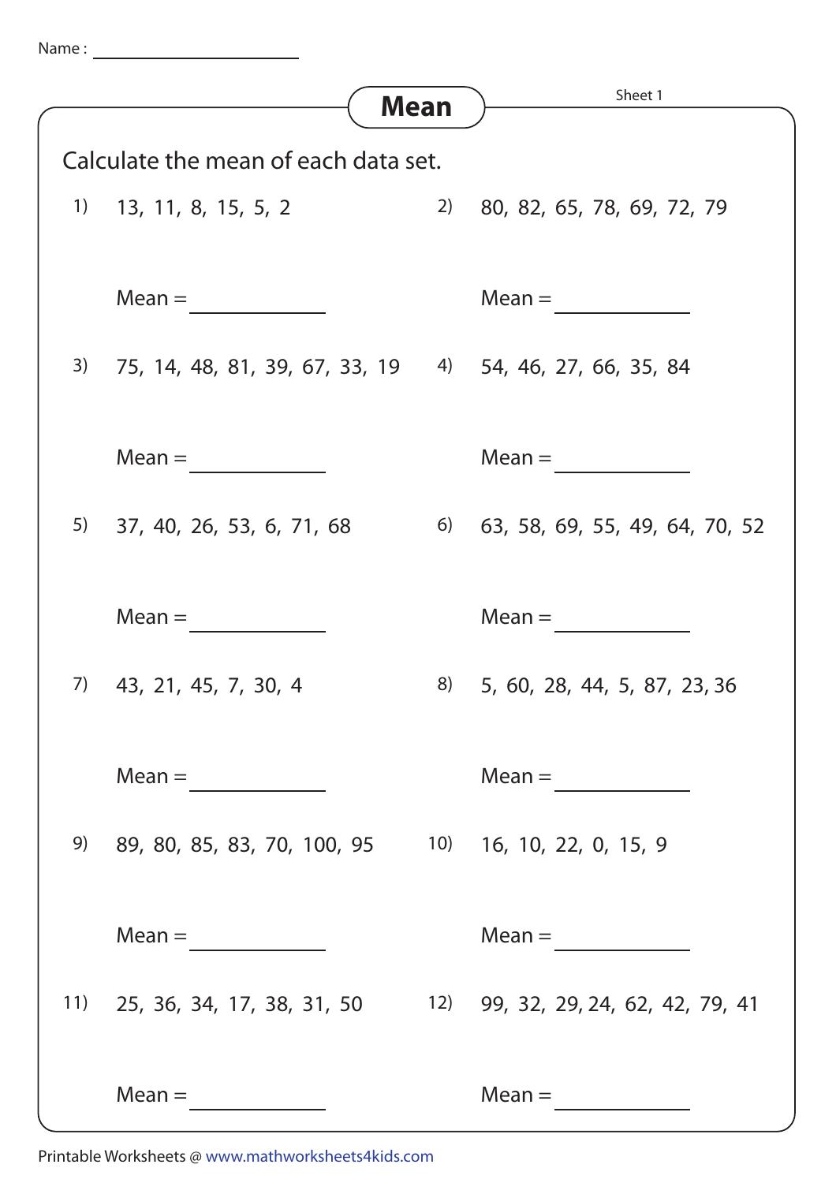Name : ____________________

# Mean

Sheet 1

Calculate the mean of each data set.

1) 13, 11, 8, 15, 5, 2

Mean = ____________

2) 80, 82, 65, 78, 69, 72, 79

Mean = ____________

3) 75, 14, 48, 81, 39, 67, 33, 19

Mean = ____________

4) 54, 46, 27, 66, 35, 84

Mean = ____________

5) 37, 40, 26, 53, 6, 71, 68

Mean = ____________

6) 63, 58, 69, 55, 49, 64, 70, 52

Mean = ____________

7) 43, 21, 45, 7, 30, 4

Mean = ____________

8) 5, 60, 28, 44, 5, 87, 23, 36

Mean = ____________

9) 89, 80, 85, 83, 70, 100, 95

Mean = ____________

10) 16, 10, 22, 0, 15, 9

Mean = ____________

11) 25, 36, 34, 17, 38, 31, 50

Mean = ____________

12) 99, 32, 29, 24, 62, 42, 79, 41

Mean = ____________

Printable Worksheets @ www.mathworksheets4kids.com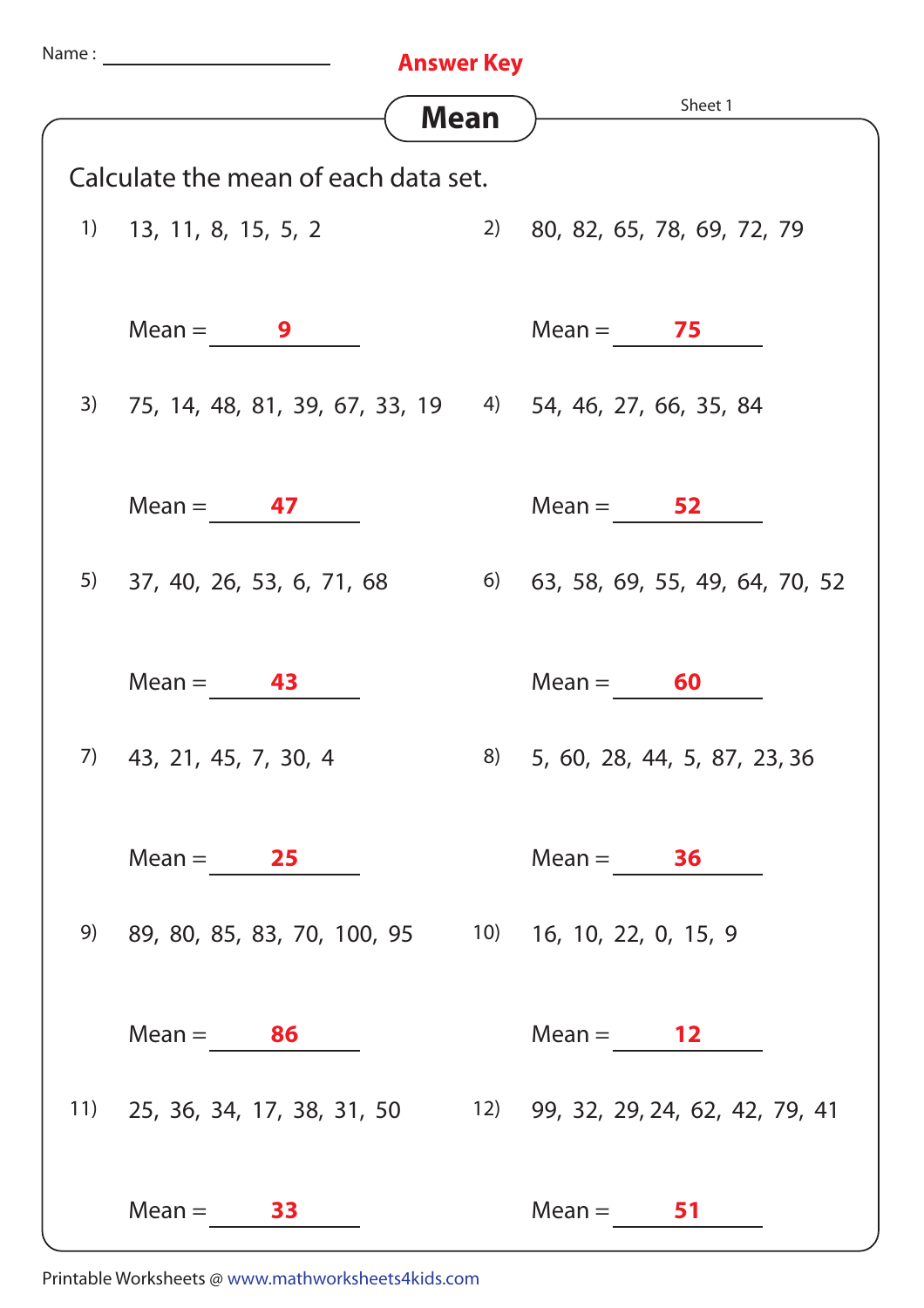Name : ____________________

**Answer Key**

# Mean

Sheet 1

Calculate the mean of each data set.

1) 13, 11, 8, 15, 5, 2

Mean = **9**

2) 80, 82, 65, 78, 69, 72, 79

Mean = **75**

3) 75, 14, 48, 81, 39, 67, 33, 19

Mean = **47**

4) 54, 46, 27, 66, 35, 84

Mean = **52**

5) 37, 40, 26, 53, 6, 71, 68

Mean = **43**

6) 63, 58, 69, 55, 49, 64, 70, 52

Mean = **60**

7) 43, 21, 45, 7, 30, 4

Mean = **25**

8) 5, 60, 28, 44, 5, 87, 23, 36

Mean = **36**

9) 89, 80, 85, 83, 70, 100, 95

Mean = **86**

10) 16, 10, 22, 0, 15, 9

Mean = **12**

11) 25, 36, 34, 17, 38, 31, 50

Mean = **33**

12) 99, 32, 29, 24, 62, 42, 79, 41

Mean = **51**

Printable Worksheets @ www.mathworksheets4kids.com